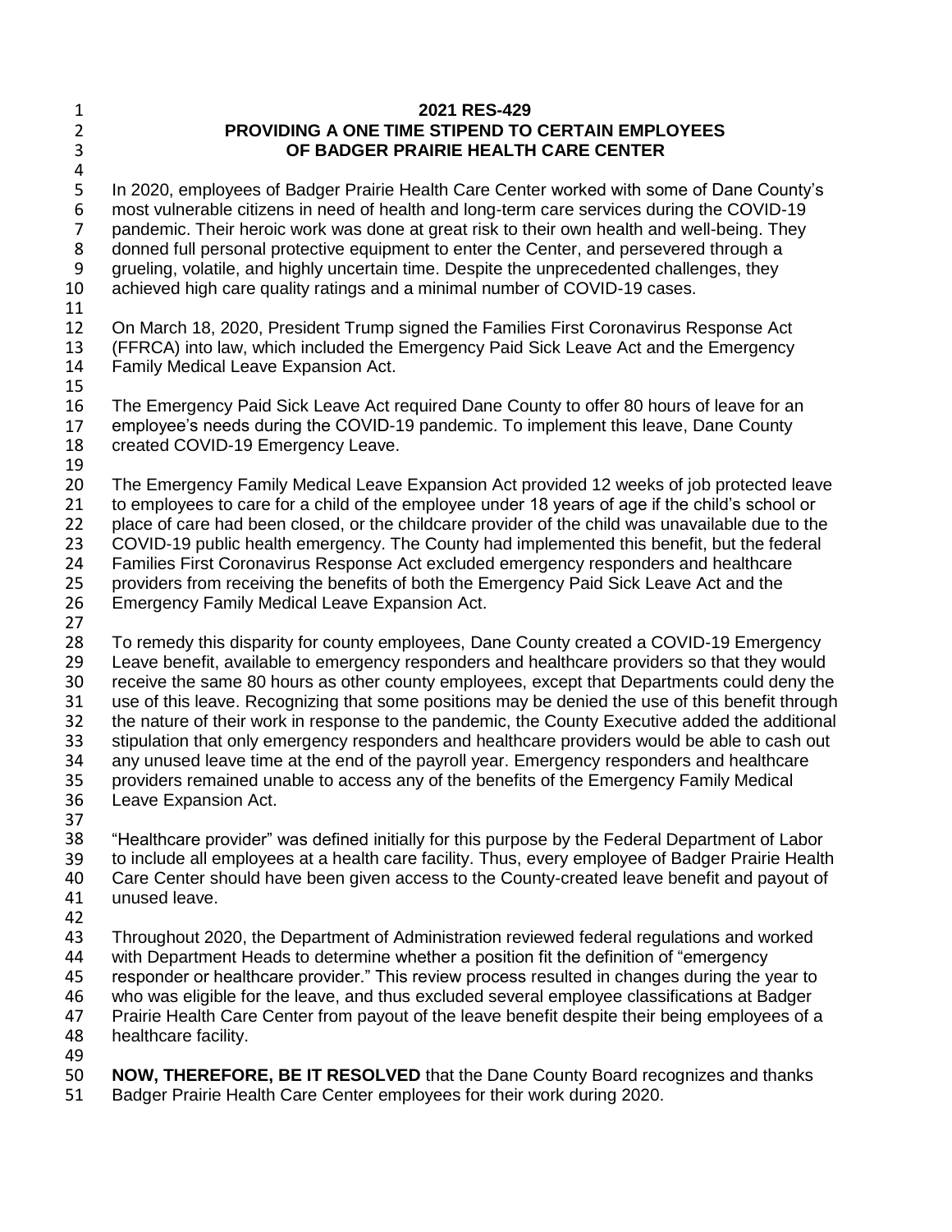# 2021 RES-429

## PROVIDING A ONE TIME STIPEND TO CERTAIN EMPLOYEES OF BADGER PRAIRIE HEALTH CARE CENTER

In 2020, employees of Badger Prairie Health Care Center worked with some of Dane County's most vulnerable citizens in need of health and long-term care services during the COVID-19 pandemic. Their heroic work was done at great risk to their own health and well-being. They donned full personal protective equipment to enter the Center, and persevered through a grueling, volatile, and highly uncertain time. Despite the unprecedented challenges, they achieved high care quality ratings and a minimal number of COVID-19 cases.

On March 18, 2020, President Trump signed the Families First Coronavirus Response Act (FFRCA) into law, which included the Emergency Paid Sick Leave Act and the Emergency Family Medical Leave Expansion Act.

The Emergency Paid Sick Leave Act required Dane County to offer 80 hours of leave for an employee's needs during the COVID-19 pandemic. To implement this leave, Dane County created COVID-19 Emergency Leave.

The Emergency Family Medical Leave Expansion Act provided 12 weeks of job protected leave to employees to care for a child of the employee under 18 years of age if the child's school or place of care had been closed, or the childcare provider of the child was unavailable due to the COVID-19 public health emergency. The County had implemented this benefit, but the federal Families First Coronavirus Response Act excluded emergency responders and healthcare providers from receiving the benefits of both the Emergency Paid Sick Leave Act and the Emergency Family Medical Leave Expansion Act.

To remedy this disparity for county employees, Dane County created a COVID-19 Emergency Leave benefit, available to emergency responders and healthcare providers so that they would receive the same 80 hours as other county employees, except that Departments could deny the use of this leave. Recognizing that some positions may be denied the use of this benefit through the nature of their work in response to the pandemic, the County Executive added the additional stipulation that only emergency responders and healthcare providers would be able to cash out any unused leave time at the end of the payroll year. Emergency responders and healthcare providers remained unable to access any of the benefits of the Emergency Family Medical Leave Expansion Act.

"Healthcare provider" was defined initially for this purpose by the Federal Department of Labor to include all employees at a health care facility. Thus, every employee of Badger Prairie Health Care Center should have been given access to the County-created leave benefit and payout of unused leave.

Throughout 2020, the Department of Administration reviewed federal regulations and worked with Department Heads to determine whether a position fit the definition of "emergency responder or healthcare provider." This review process resulted in changes during the year to who was eligible for the leave, and thus excluded several employee classifications at Badger Prairie Health Care Center from payout of the leave benefit despite their being employees of a healthcare facility.

**NOW, THEREFORE, BE IT RESOLVED** that the Dane County Board recognizes and thanks Badger Prairie Health Care Center employees for their work during 2020.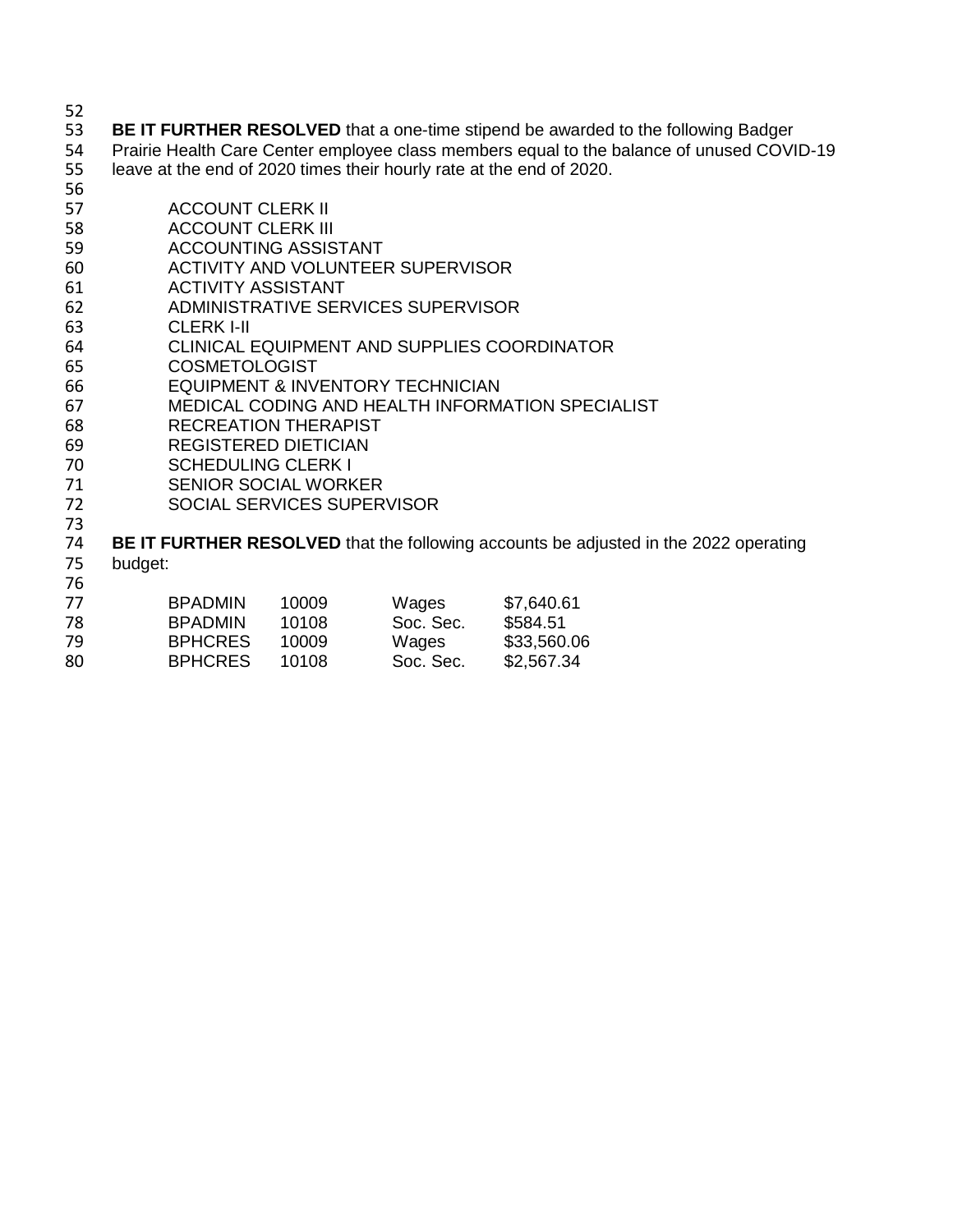**BE IT FURTHER RESOLVED** that a one-time stipend be awarded to the following Badger Prairie Health Care Center employee class members equal to the balance of unused COVID-19 leave at the end of 2020 times their hourly rate at the end of 2020.

ACCOUNT CLERK II
ACCOUNT CLERK III
ACCOUNTING ASSISTANT
ACTIVITY AND VOLUNTEER SUPERVISOR
ACTIVITY ASSISTANT
ADMINISTRATIVE SERVICES SUPERVISOR
CLERK I-II
CLINICAL EQUIPMENT AND SUPPLIES COORDINATOR
COSMETOLOGIST
EQUIPMENT & INVENTORY TECHNICIAN
MEDICAL CODING AND HEALTH INFORMATION SPECIALIST
RECREATION THERAPIST
REGISTERED DIETICIAN
SCHEDULING CLERK I
SENIOR SOCIAL WORKER
SOCIAL SERVICES SUPERVISOR

**BE IT FURTHER RESOLVED** that the following accounts be adjusted in the 2022 operating budget:

| | | | |
|---|---|---|---|
| BPADMIN | 10009 | Wages | $7,640.61 |
| BPADMIN | 10108 | Soc. Sec. | $584.51 |
| BPHCRES | 10009 | Wages | $33,560.06 |
| BPHCRES | 10108 | Soc. Sec. | $2,567.34 |